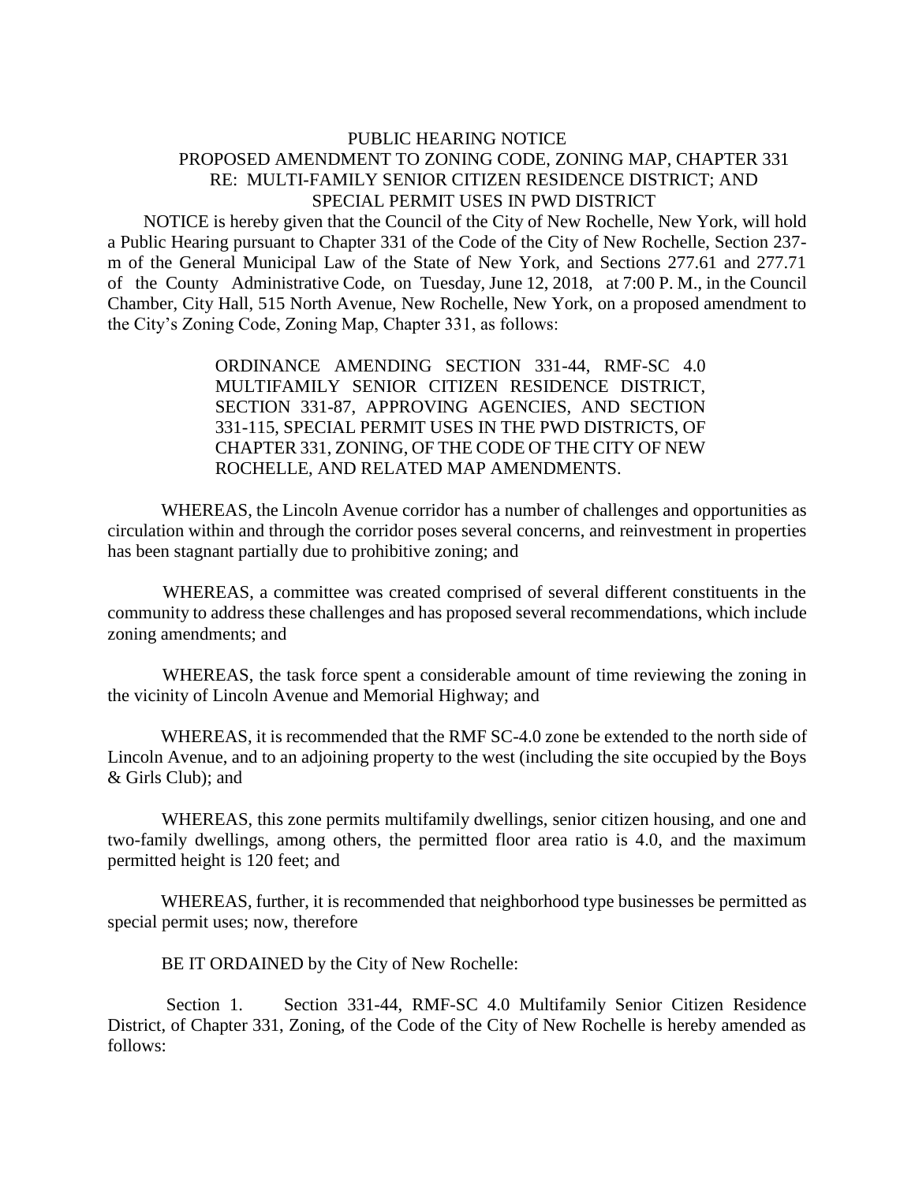# PUBLIC HEARING NOTICE
## PROPOSED AMENDMENT TO ZONING CODE, ZONING MAP, CHAPTER 331
## RE: MULTI-FAMILY SENIOR CITIZEN RESIDENCE DISTRICT; AND SPECIAL PERMIT USES IN PWD DISTRICT

NOTICE is hereby given that the Council of the City of New Rochelle, New York, will hold a Public Hearing pursuant to Chapter 331 of the Code of the City of New Rochelle, Section 237-m of the General Municipal Law of the State of New York, and Sections 277.61 and 277.71 of the County Administrative Code, on Tuesday, June 12, 2018, at 7:00 P. M., in the Council Chamber, City Hall, 515 North Avenue, New Rochelle, New York, on a proposed amendment to the City's Zoning Code, Zoning Map, Chapter 331, as follows:

> ORDINANCE AMENDING SECTION 331-44, RMF-SC 4.0 MULTIFAMILY SENIOR CITIZEN RESIDENCE DISTRICT, SECTION 331-87, APPROVING AGENCIES, AND SECTION 331-115, SPECIAL PERMIT USES IN THE PWD DISTRICTS, OF CHAPTER 331, ZONING, OF THE CODE OF THE CITY OF NEW ROCHELLE, AND RELATED MAP AMENDMENTS.

WHEREAS, the Lincoln Avenue corridor has a number of challenges and opportunities as circulation within and through the corridor poses several concerns, and reinvestment in properties has been stagnant partially due to prohibitive zoning; and

WHEREAS, a committee was created comprised of several different constituents in the community to address these challenges and has proposed several recommendations, which include zoning amendments; and

WHEREAS, the task force spent a considerable amount of time reviewing the zoning in the vicinity of Lincoln Avenue and Memorial Highway; and

WHEREAS, it is recommended that the RMF SC-4.0 zone be extended to the north side of Lincoln Avenue, and to an adjoining property to the west (including the site occupied by the Boys & Girls Club); and

WHEREAS, this zone permits multifamily dwellings, senior citizen housing, and one and two-family dwellings, among others, the permitted floor area ratio is 4.0, and the maximum permitted height is 120 feet; and

WHEREAS, further, it is recommended that neighborhood type businesses be permitted as special permit uses; now, therefore

BE IT ORDAINED by the City of New Rochelle:

Section 1. Section 331-44, RMF-SC 4.0 Multifamily Senior Citizen Residence District, of Chapter 331, Zoning, of the Code of the City of New Rochelle is hereby amended as follows: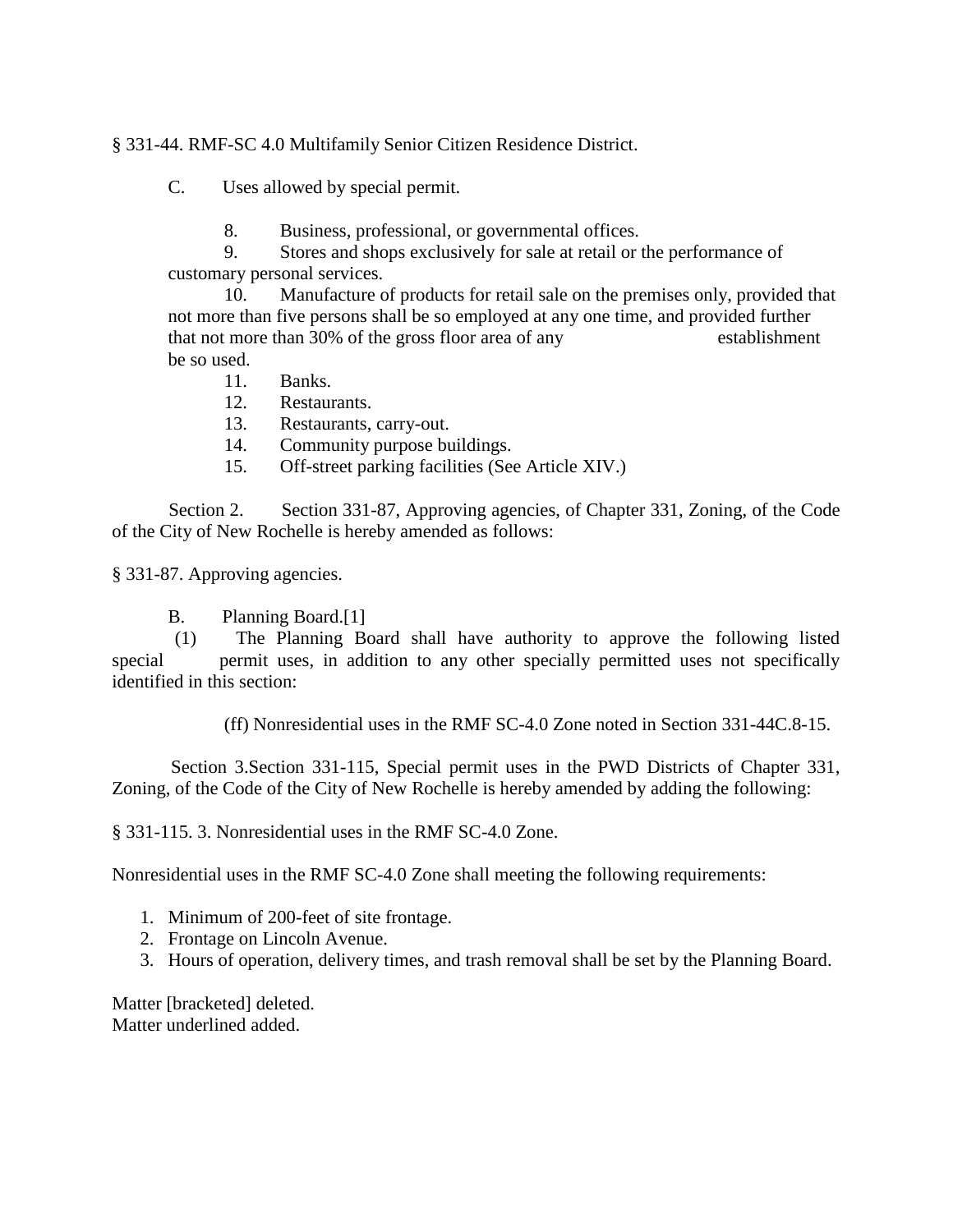§ 331-44. RMF-SC 4.0 Multifamily Senior Citizen Residence District.

C. Uses allowed by special permit.

8. Business, professional, or governmental offices.
9. Stores and shops exclusively for sale at retail or the performance of customary personal services.
10. Manufacture of products for retail sale on the premises only, provided that not more than five persons shall be so employed at any one time, and provided further that not more than 30% of the gross floor area of any establishment be so used.
11. Banks.
12. Restaurants.
13. Restaurants, carry-out.
14. Community purpose buildings.
15. Off-street parking facilities (See Article XIV.)

Section 2. Section 331-87, Approving agencies, of Chapter 331, Zoning, of the Code of the City of New Rochelle is hereby amended as follows:

§ 331-87. Approving agencies.

B. Planning Board.[1]

(1) The Planning Board shall have authority to approve the following listed special permit uses, in addition to any other specially permitted uses not specifically identified in this section:

(ff) Nonresidential uses in the RMF SC-4.0 Zone noted in Section 331-44C.8-15.

Section 3.Section 331-115, Special permit uses in the PWD Districts of Chapter 331, Zoning, of the Code of the City of New Rochelle is hereby amended by adding the following:

§ 331-115. 3. Nonresidential uses in the RMF SC-4.0 Zone.

Nonresidential uses in the RMF SC-4.0 Zone shall meeting the following requirements:

1. Minimum of 200-feet of site frontage.
2. Frontage on Lincoln Avenue.
3. Hours of operation, delivery times, and trash removal shall be set by the Planning Board.

Matter [bracketed] deleted.
Matter underlined added.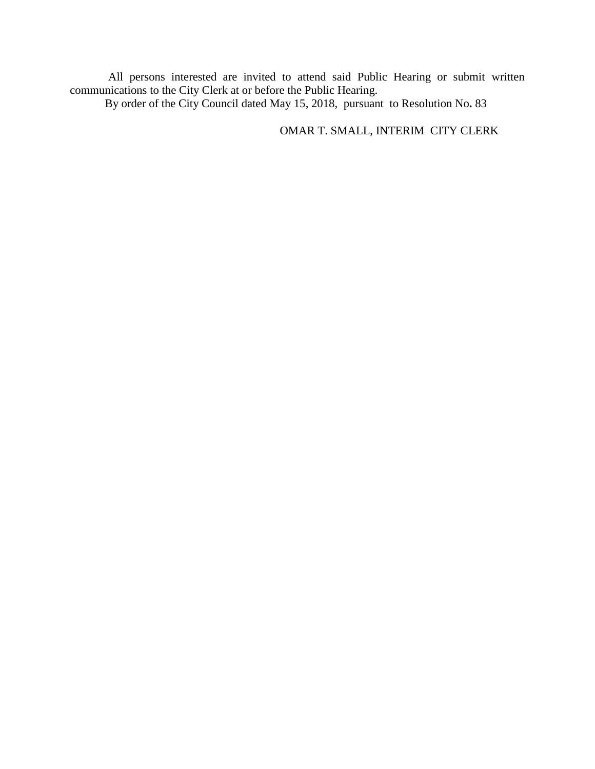All persons interested are invited to attend said Public Hearing or submit written communications to the City Clerk at or before the Public Hearing.

By order of the City Council dated May 15, 2018, pursuant to Resolution No**.** 83

OMAR T. SMALL, INTERIM CITY CLERK